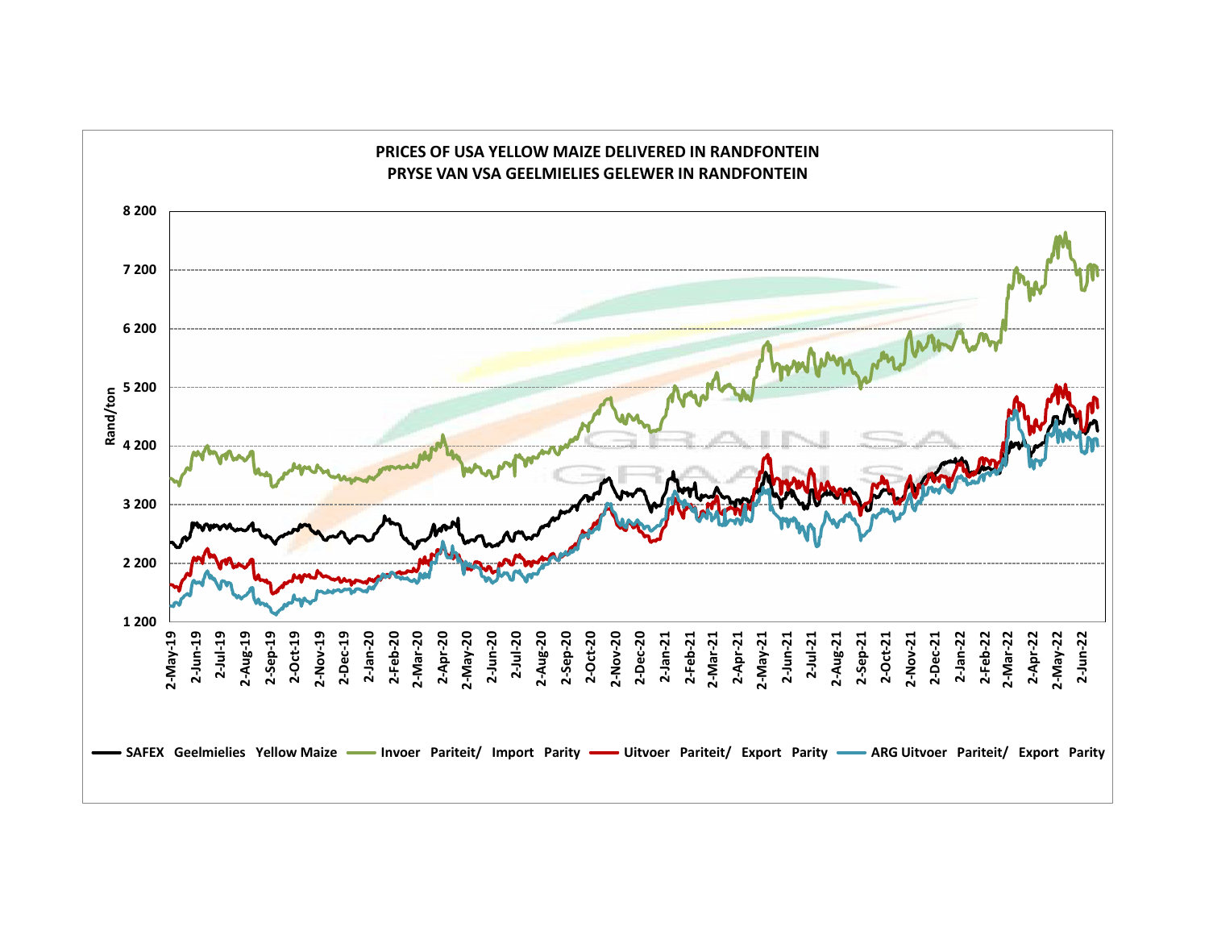# PRICES OF USA YELLOW MAIZE DELIVERED IN RANDFONTEIN
# PRYSE VAN VSA GEELMIELIES GELEWER IN RANDFONTEIN

Rand/ton

8 200
7 200
6 200
5 200
4 200
3 200
2 200
1 200

2-May-19, 2-Jun-19, 2-Jul-19, 2-Aug-19, 2-Sep-19, 2-Oct-19, 2-Nov-19, 2-Dec-19, 2-Jan-20, 2-Feb-20, 2-Mar-20, 2-Apr-20, 2-May-20, 2-Jun-20, 2-Jul-20, 2-Aug-20, 2-Sep-20, 2-Oct-20, 2-Nov-20, 2-Dec-20, 2-Jan-21, 2-Feb-21, 2-Mar-21, 2-Apr-21, 2-May-21, 2-Jun-21, 2-Jul-21, 2-Aug-21, 2-Sep-21, 2-Oct-21, 2-Nov-21, 2-Dec-21, 2-Jan-22, 2-Feb-22, 2-Mar-22, 2-Apr-22, 2-May-22, 2-Jun-22

GRAIN SA / GRAAN SA

**SAFEX Geelmielies Yellow Maize** — **Invoer Pariteit/ Import Parity** — **Uitvoer Pariteit/ Export Parity** — **ARG Uitvoer Pariteit/ Export Parity**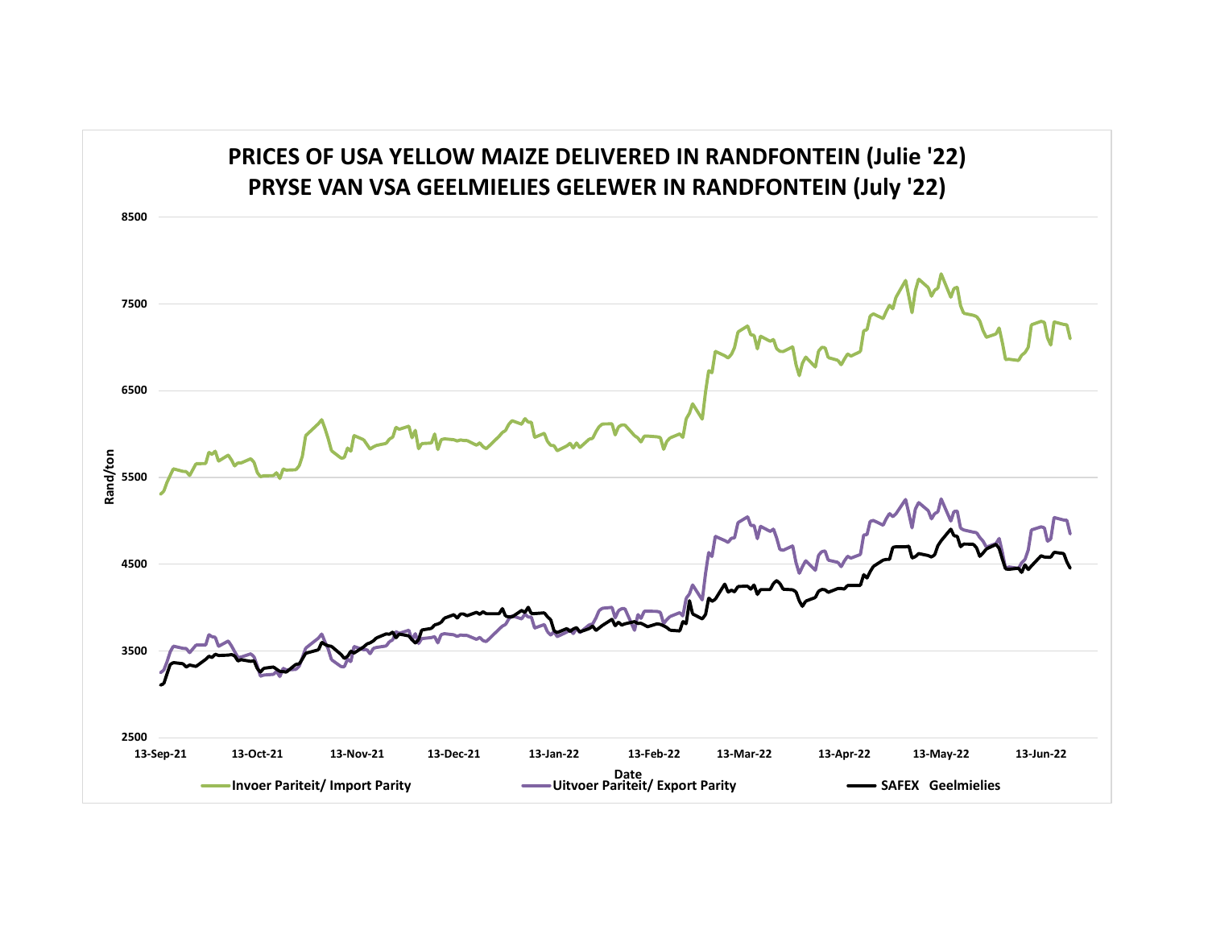# PRICES OF USA YELLOW MAIZE DELIVERED IN RANDFONTEIN (Julie '22)
# PRYSE VAN VSA GEELMIELIES GELEWER IN RANDFONTEIN (July '22)

Rand/ton

8500
7500
6500
5500
4500
3500
2500

13-Sep-21 | 13-Oct-21 | 13-Nov-21 | 13-Dec-21 | 13-Jan-22 | 13-Feb-22 | 13-Mar-22 | 13-Apr-22 | 13-May-22 | 13-Jun-22

Date

- Invoer Pariteit/ Import Parity
- Uitvoer Pariteit/ Export Parity
- SAFEX Geelmielies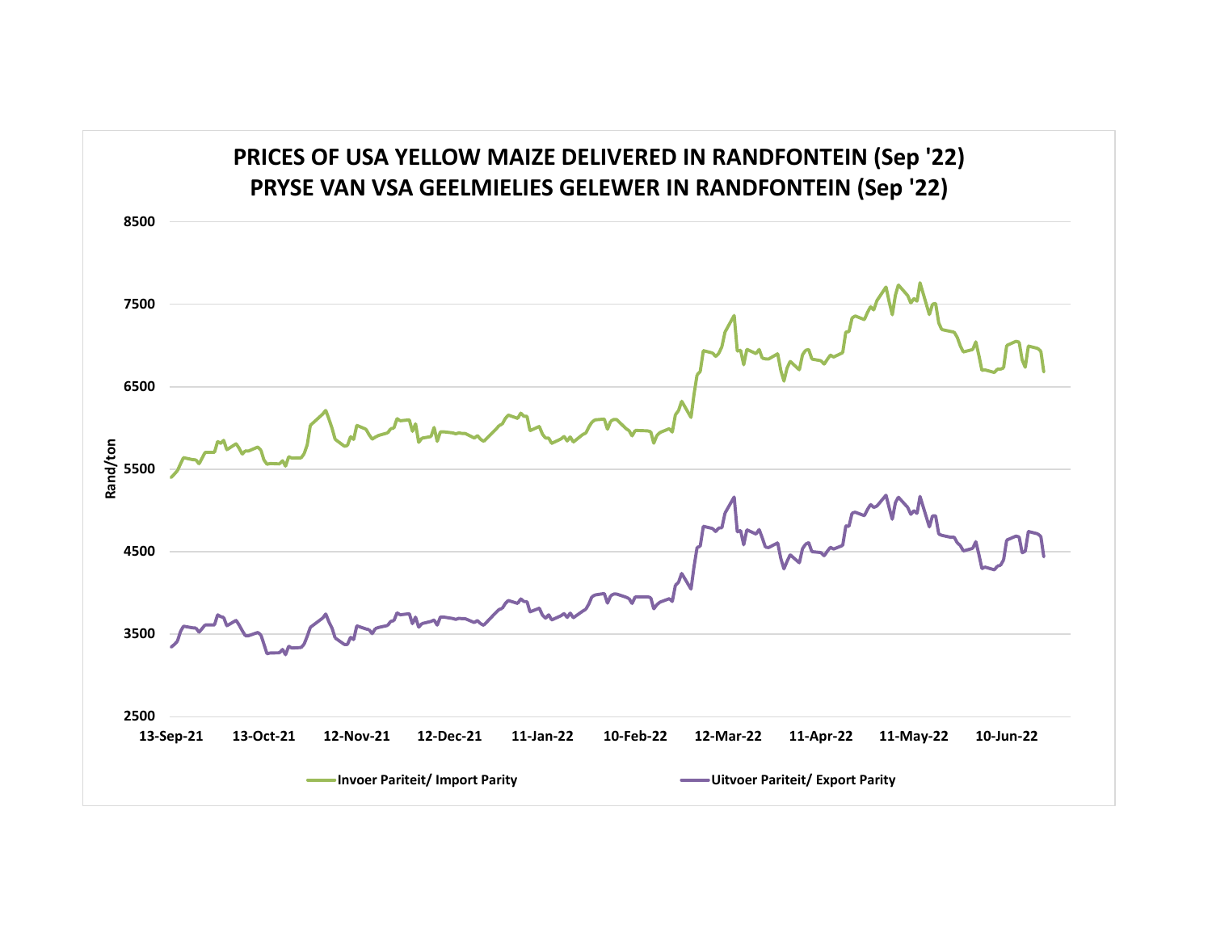# PRICES OF USA YELLOW MAIZE DELIVERED IN RANDFONTEIN (Sep '22)
# PRYSE VAN VSA GEELMIELIES GELEWER IN RANDFONTEIN (Sep '22)

Rand/ton

8500
7500
6500
5500
4500
3500
2500

13-Sep-21 13-Oct-21 12-Nov-21 12-Dec-21 11-Jan-22 10-Feb-22 12-Mar-22 11-Apr-22 11-May-22 10-Jun-22

Invoer Pariteit/ Import Parity

Uitvoer Pariteit/ Export Parity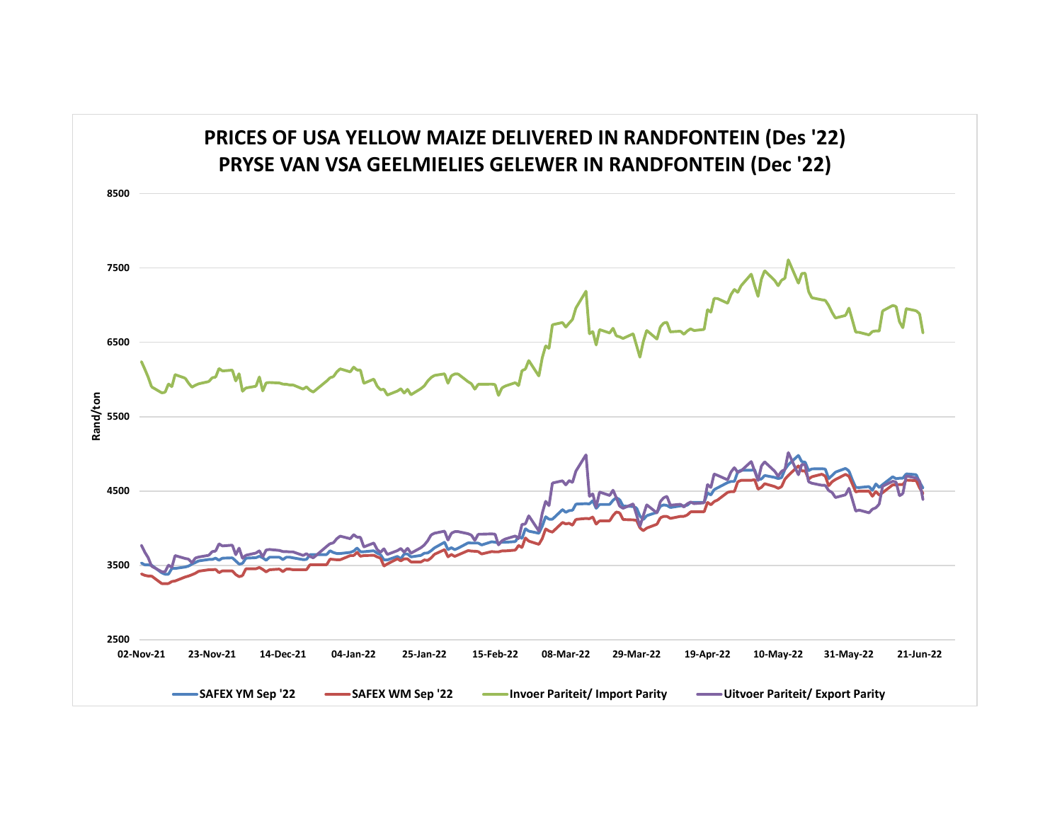# PRICES OF USA YELLOW MAIZE DELIVERED IN RANDFONTEIN (Des '22)
# PRYSE VAN VSA GEELMIELIES GELEWER IN RANDFONTEIN (Dec '22)

Rand/ton

8500
7500
6500
5500
4500
3500
2500

02-Nov-21 | 23-Nov-21 | 14-Dec-21 | 04-Jan-22 | 25-Jan-22 | 15-Feb-22 | 08-Mar-22 | 29-Mar-22 | 19-Apr-22 | 10-May-22 | 31-May-22 | 21-Jun-22

SAFEX YM Sep '22 — SAFEX WM Sep '22 — Invoer Pariteit/ Import Parity — Uitvoer Pariteit/ Export Parity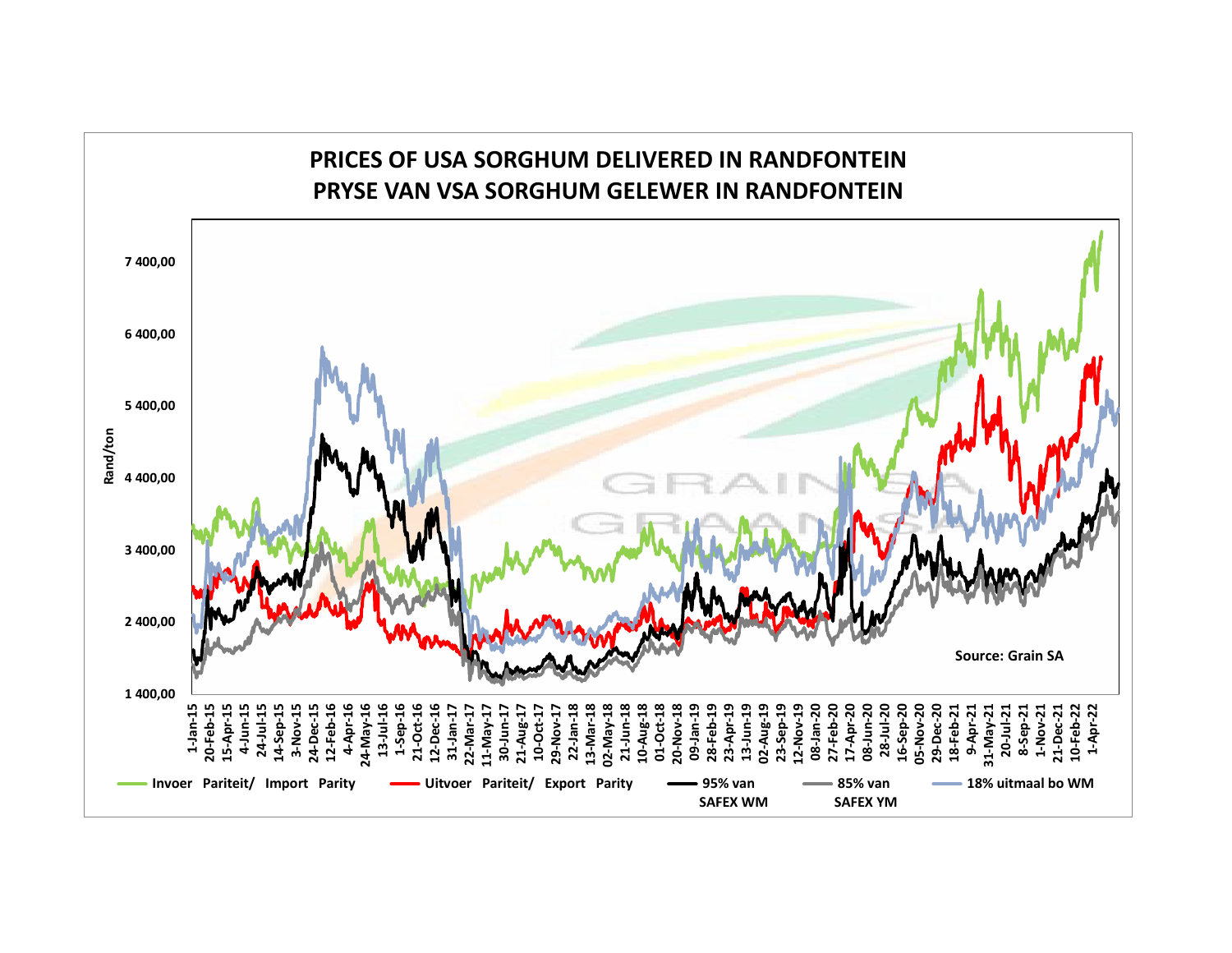# PRICES OF USA SORGHUM DELIVERED IN RANDFONTEIN
# PRYSE VAN VSA SORGHUM GELEWER IN RANDFONTEIN

Rand/ton

7 400,00
6 400,00
5 400,00
4 400,00
3 400,00
2 400,00
1 400,00

1-Jan-15, 20-Feb-15, 15-Apr-15, 4-Jun-15, 24-Jul-15, 14-Sep-15, 3-Nov-15, 24-Dec-15, 12-Feb-16, 4-Apr-16, 24-May-16, 13-Jul-16, 1-Sep-16, 21-Oct-16, 12-Dec-16, 31-Jan-17, 22-Mar-17, 11-May-17, 30-Jun-17, 21-Aug-17, 10-Oct-17, 29-Nov-17, 22-Jan-18, 13-Mar-18, 02-May-18, 21-Jun-18, 10-Aug-18, 01-Oct-18, 20-Nov-18, 09-Jan-19, 28-Feb-19, 23-Apr-19, 13-Jun-19, 02-Aug-19, 23-Sep-19, 12-Nov-19, 08-Jan-20, 27-Feb-20, 17-Apr-20, 08-Jun-20, 28-Jul-20, 16-Sep-20, 05-Nov-20, 29-Dec-20, 18-Feb-21, 9-Apr-21, 31-May-21, 20-Jul-21, 8-Sep-21, 1-Nov-21, 21-Dec-21, 10-Feb-22, 1-Apr-22

Source: Grain SA

Invoer Pariteit/ Import Parity — Uitvoer Pariteit/ Export Parity — 95% van SAFEX WM — 85% van SAFEX YM — 18% uitmaal bo WM